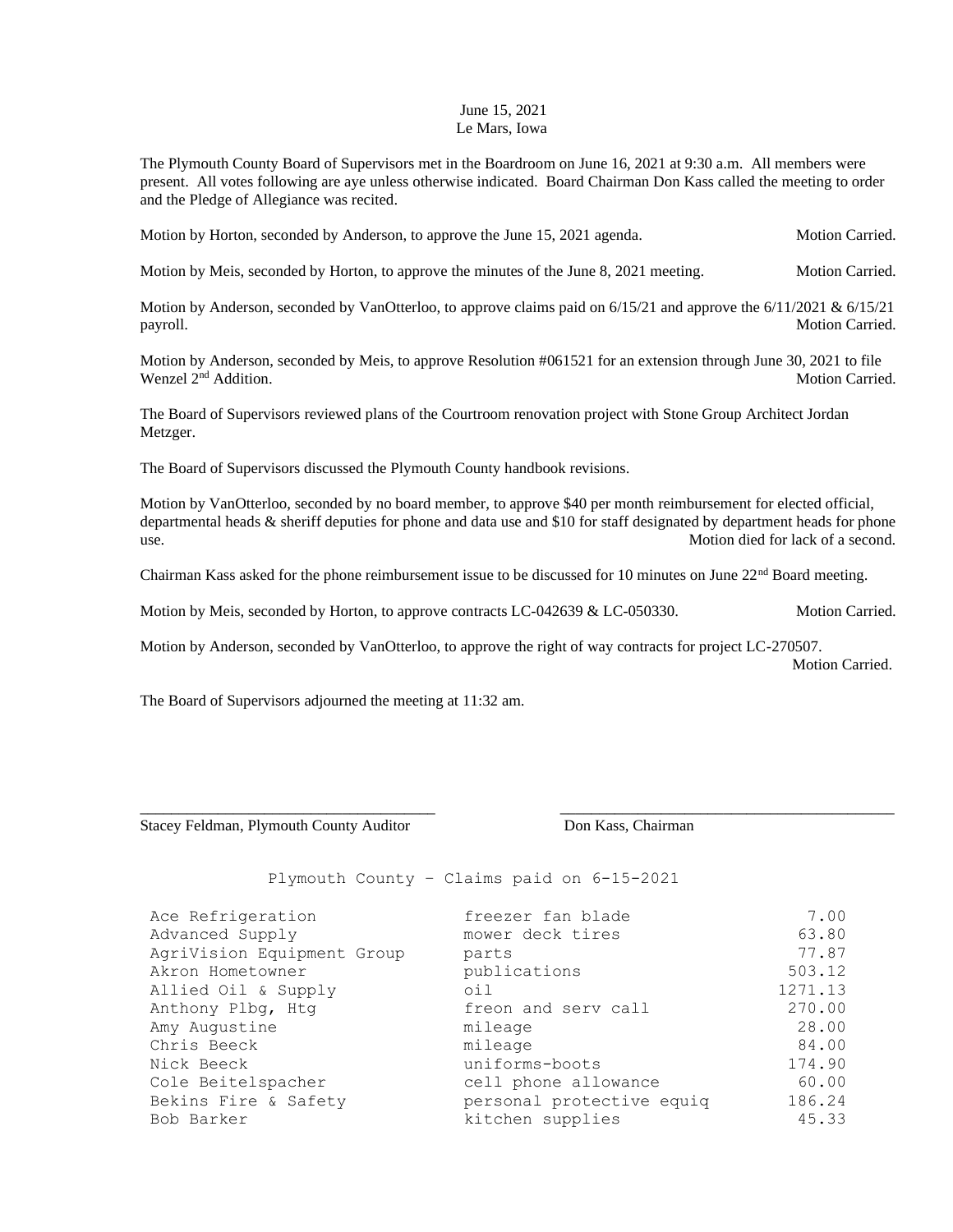June 15, 2021
Le Mars, Iowa

The Plymouth County Board of Supervisors met in the Boardroom on June 16, 2021 at 9:30 a.m. All members were present. All votes following are aye unless otherwise indicated. Board Chairman Don Kass called the meeting to order and the Pledge of Allegiance was recited.

Motion by Horton, seconded by Anderson, to approve the June 15, 2021 agenda. Motion Carried.

Motion by Meis, seconded by Horton, to approve the minutes of the June 8, 2021 meeting. Motion Carried.

Motion by Anderson, seconded by VanOtterloo, to approve claims paid on 6/15/21 and approve the 6/11/2021 & 6/15/21 payroll. Motion Carried.

Motion by Anderson, seconded by Meis, to approve Resolution #061521 for an extension through June 30, 2021 to file Wenzel 2nd Addition. Motion Carried.

The Board of Supervisors reviewed plans of the Courtroom renovation project with Stone Group Architect Jordan Metzger.

The Board of Supervisors discussed the Plymouth County handbook revisions.

Motion by VanOtterloo, seconded by no board member, to approve $40 per month reimbursement for elected official, departmental heads & sheriff deputies for phone and data use and $10 for staff designated by department heads for phone use. Motion died for lack of a second.

Chairman Kass asked for the phone reimbursement issue to be discussed for 10 minutes on June 22nd Board meeting.

Motion by Meis, seconded by Horton, to approve contracts LC-042639 & LC-050330. Motion Carried.

Motion by Anderson, seconded by VanOtterloo, to approve the right of way contracts for project LC-270507. Motion Carried.

The Board of Supervisors adjourned the meeting at 11:32 am.

\_\_\_\_\_\_\_\_\_\_\_\_\_\_\_\_\_\_\_\_\_\_\_\_\_\_\_\_\_\_\_\_\_\_\_\_ \_\_\_\_\_\_\_\_\_\_\_\_\_\_\_\_\_\_\_\_\_\_\_\_\_\_\_\_\_\_\_\_\_\_\_\_
Stacey Feldman, Plymouth County Auditor Don Kass, Chairman

Plymouth County – Claims paid on 6-15-2021

| Vendor | Description | Amount |
|---|---|---|
| Ace Refrigeration | freezer fan blade | 7.00 |
| Advanced Supply | mower deck tires | 63.80 |
| AgriVision Equipment Group | parts | 77.87 |
| Akron Hometowner | publications | 503.12 |
| Allied Oil & Supply | oil | 1271.13 |
| Anthony Plbg, Htg | freon and serv call | 270.00 |
| Amy Augustine | mileage | 28.00 |
| Chris Beeck | mileage | 84.00 |
| Nick Beeck | uniforms-boots | 174.90 |
| Cole Beitelspacher | cell phone allowance | 60.00 |
| Bekins Fire & Safety | personal protective equiq | 186.24 |
| Bob Barker | kitchen supplies | 45.33 |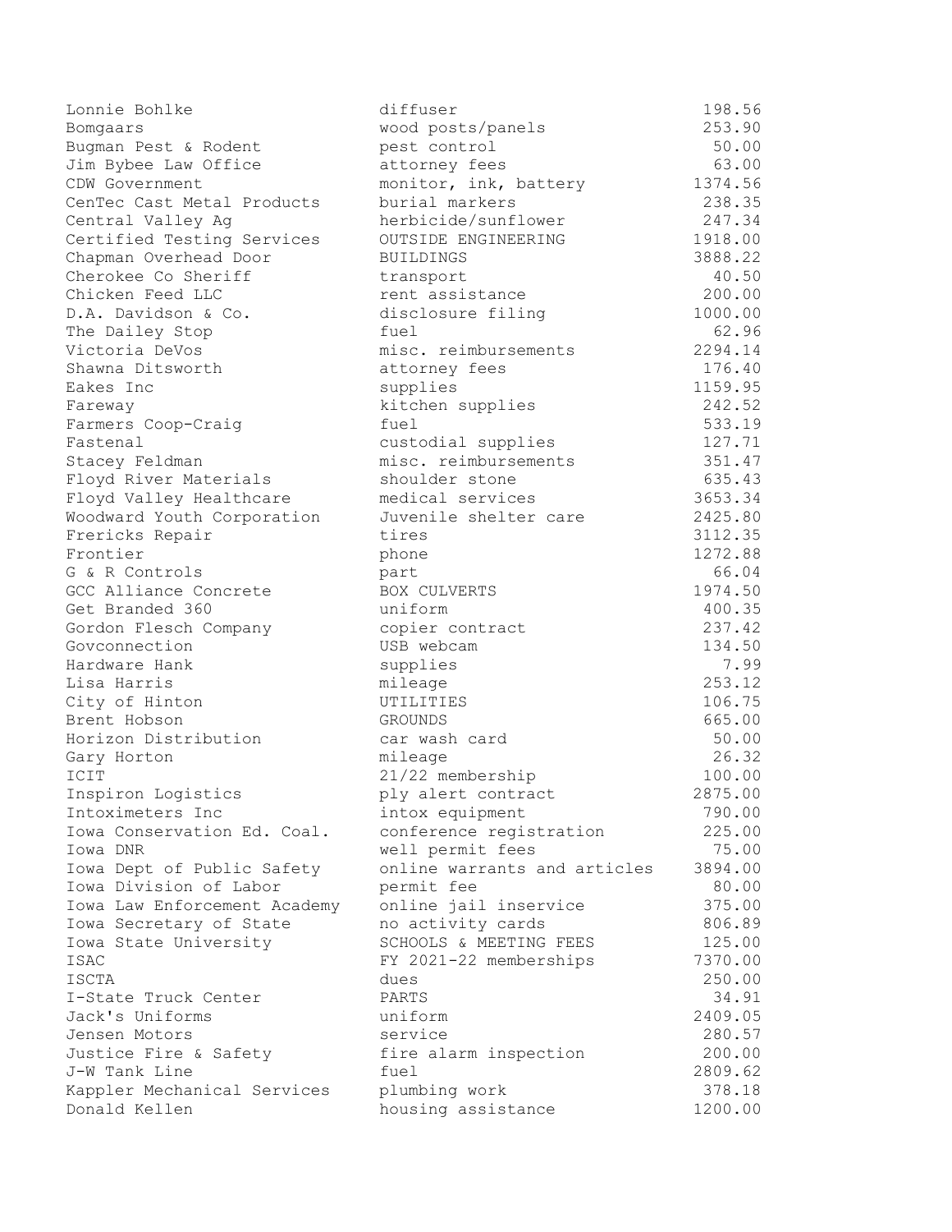| | | |
|---|---|---|
| Lonnie Bohlke | diffuser | 198.56 |
| Bomgaars | wood posts/panels | 253.90 |
| Bugman Pest & Rodent | pest control | 50.00 |
| Jim Bybee Law Office | attorney fees | 63.00 |
| CDW Government | monitor, ink, battery | 1374.56 |
| CenTec Cast Metal Products | burial markers | 238.35 |
| Central Valley Ag | herbicide/sunflower | 247.34 |
| Certified Testing Services | OUTSIDE ENGINEERING | 1918.00 |
| Chapman Overhead Door | BUILDINGS | 3888.22 |
| Cherokee Co Sheriff | transport | 40.50 |
| Chicken Feed LLC | rent assistance | 200.00 |
| D.A. Davidson & Co. | disclosure filing | 1000.00 |
| The Dailey Stop | fuel | 62.96 |
| Victoria DeVos | misc. reimbursements | 2294.14 |
| Shawna Ditsworth | attorney fees | 176.40 |
| Eakes Inc | supplies | 1159.95 |
| Fareway | kitchen supplies | 242.52 |
| Farmers Coop-Craig | fuel | 533.19 |
| Fastenal | custodial supplies | 127.71 |
| Stacey Feldman | misc. reimbursements | 351.47 |
| Floyd River Materials | shoulder stone | 635.43 |
| Floyd Valley Healthcare | medical services | 3653.34 |
| Woodward Youth Corporation | Juvenile shelter care | 2425.80 |
| Frericks Repair | tires | 3112.35 |
| Frontier | phone | 1272.88 |
| G & R Controls | part | 66.04 |
| GCC Alliance Concrete | BOX CULVERTS | 1974.50 |
| Get Branded 360 | uniform | 400.35 |
| Gordon Flesch Company | copier contract | 237.42 |
| Govconnection | USB webcam | 134.50 |
| Hardware Hank | supplies | 7.99 |
| Lisa Harris | mileage | 253.12 |
| City of Hinton | UTILITIES | 106.75 |
| Brent Hobson | GROUNDS | 665.00 |
| Horizon Distribution | car wash card | 50.00 |
| Gary Horton | mileage | 26.32 |
| ICIT | 21/22 membership | 100.00 |
| Inspiron Logistics | ply alert contract | 2875.00 |
| Intoximeters Inc | intox equipment | 790.00 |
| Iowa Conservation Ed. Coal. | conference registration | 225.00 |
| Iowa DNR | well permit fees | 75.00 |
| Iowa Dept of Public Safety | online warrants and articles | 3894.00 |
| Iowa Division of Labor | permit fee | 80.00 |
| Iowa Law Enforcement Academy | online jail inservice | 375.00 |
| Iowa Secretary of State | no activity cards | 806.89 |
| Iowa State University | SCHOOLS & MEETING FEES | 125.00 |
| ISAC | FY 2021-22 memberships | 7370.00 |
| ISCTA | dues | 250.00 |
| I-State Truck Center | PARTS | 34.91 |
| Jack's Uniforms | uniform | 2409.05 |
| Jensen Motors | service | 280.57 |
| Justice Fire & Safety | fire alarm inspection | 200.00 |
| J-W Tank Line | fuel | 2809.62 |
| Kappler Mechanical Services | plumbing work | 378.18 |
| Donald Kellen | housing assistance | 1200.00 |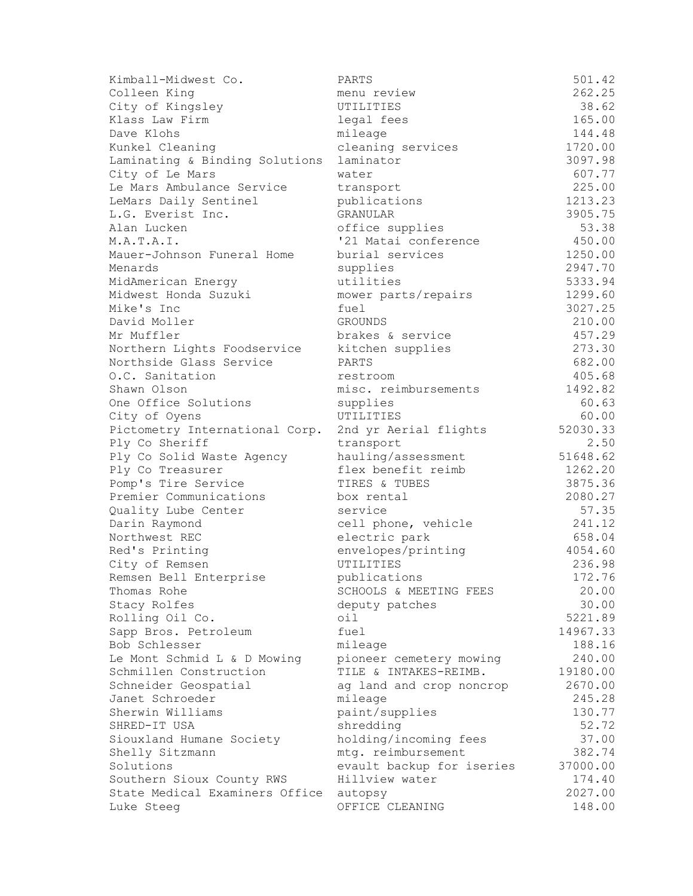| | | |
|---|---|---|
| Kimball-Midwest Co. | PARTS | 501.42 |
| Colleen King | menu review | 262.25 |
| City of Kingsley | UTILITIES | 38.62 |
| Klass Law Firm | legal fees | 165.00 |
| Dave Klohs | mileage | 144.48 |
| Kunkel Cleaning | cleaning services | 1720.00 |
| Laminating & Binding Solutions | laminator | 3097.98 |
| City of Le Mars | water | 607.77 |
| Le Mars Ambulance Service | transport | 225.00 |
| LeMars Daily Sentinel | publications | 1213.23 |
| L.G. Everist Inc. | GRANULAR | 3905.75 |
| Alan Lucken | office supplies | 53.38 |
| M.A.T.A.I. | '21 Matai conference | 450.00 |
| Mauer-Johnson Funeral Home | burial services | 1250.00 |
| Menards | supplies | 2947.70 |
| MidAmerican Energy | utilities | 5333.94 |
| Midwest Honda Suzuki | mower parts/repairs | 1299.60 |
| Mike's Inc | fuel | 3027.25 |
| David Moller | GROUNDS | 210.00 |
| Mr Muffler | brakes & service | 457.29 |
| Northern Lights Foodservice | kitchen supplies | 273.30 |
| Northside Glass Service | PARTS | 682.00 |
| O.C. Sanitation | restroom | 405.68 |
| Shawn Olson | misc. reimbursements | 1492.82 |
| One Office Solutions | supplies | 60.63 |
| City of Oyens | UTILITIES | 60.00 |
| Pictometry International Corp. | 2nd yr Aerial flights | 52030.33 |
| Ply Co Sheriff | transport | 2.50 |
| Ply Co Solid Waste Agency | hauling/assessment | 51648.62 |
| Ply Co Treasurer | flex benefit reimb | 1262.20 |
| Pomp's Tire Service | TIRES & TUBES | 3875.36 |
| Premier Communications | box rental | 2080.27 |
| Quality Lube Center | service | 57.35 |
| Darin Raymond | cell phone, vehicle | 241.12 |
| Northwest REC | electric park | 658.04 |
| Red's Printing | envelopes/printing | 4054.60 |
| City of Remsen | UTILITIES | 236.98 |
| Remsen Bell Enterprise | publications | 172.76 |
| Thomas Rohe | SCHOOLS & MEETING FEES | 20.00 |
| Stacy Rolfes | deputy patches | 30.00 |
| Rolling Oil Co. | oil | 5221.89 |
| Sapp Bros. Petroleum | fuel | 14967.33 |
| Bob Schlesser | mileage | 188.16 |
| Le Mont Schmid L & D Mowing | pioneer cemetery mowing | 240.00 |
| Schmillen Construction | TILE & INTAKES-REIMB. | 19180.00 |
| Schneider Geospatial | ag land and crop noncrop | 2670.00 |
| Janet Schroeder | mileage | 245.28 |
| Sherwin Williams | paint/supplies | 130.77 |
| SHRED-IT USA | shredding | 52.72 |
| Siouxland Humane Society | holding/incoming fees | 37.00 |
| Shelly Sitzmann | mtg. reimbursement | 382.74 |
| Solutions | evault backup for iseries | 37000.00 |
| Southern Sioux County RWS | Hillview water | 174.40 |
| State Medical Examiners Office | autopsy | 2027.00 |
| Luke Steeg | OFFICE CLEANING | 148.00 |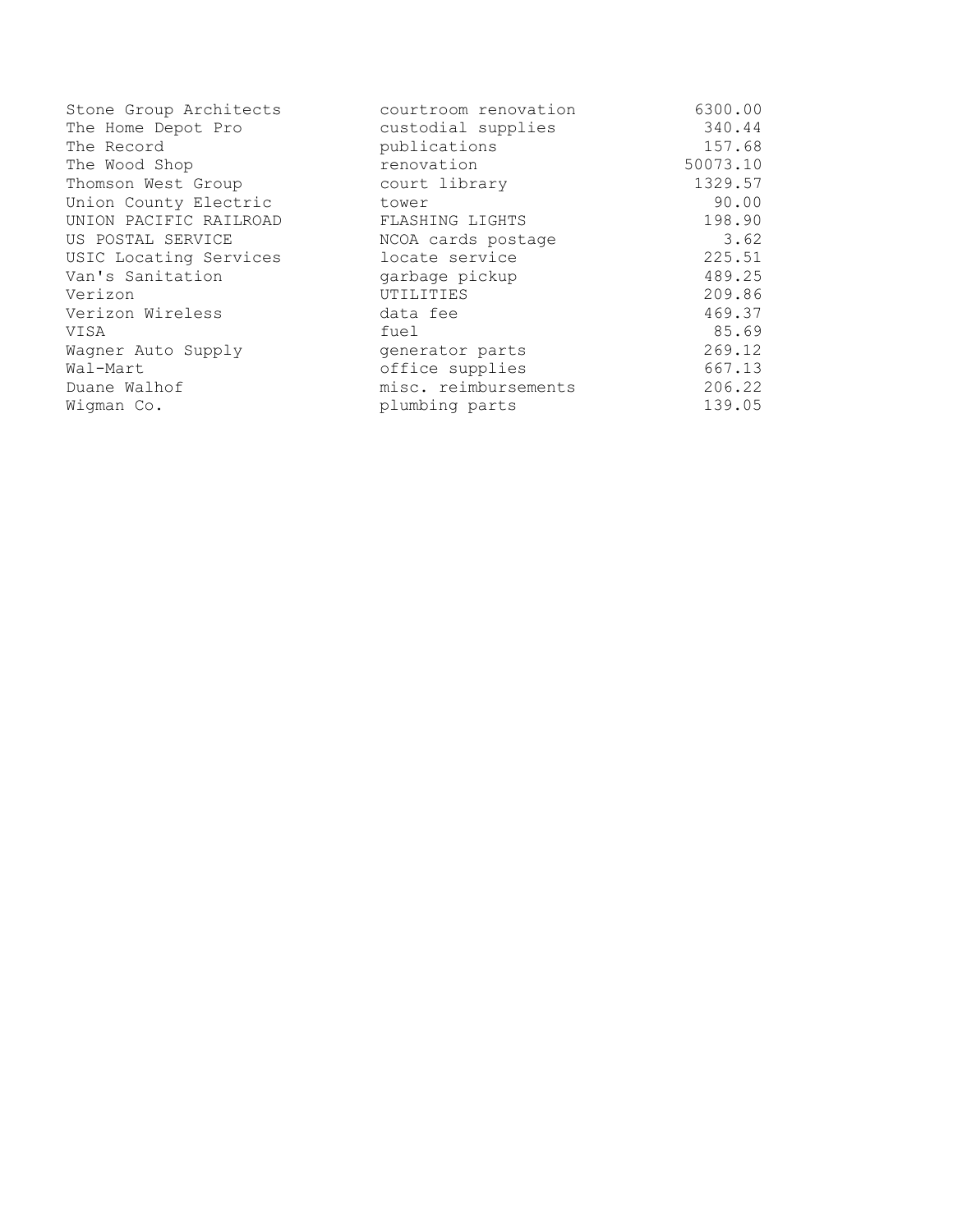| | | |
|---|---|---|
| Stone Group Architects | courtroom renovation | 6300.00 |
| The Home Depot Pro | custodial supplies | 340.44 |
| The Record | publications | 157.68 |
| The Wood Shop | renovation | 50073.10 |
| Thomson West Group | court library | 1329.57 |
| Union County Electric | tower | 90.00 |
| UNION PACIFIC RAILROAD | FLASHING LIGHTS | 198.90 |
| US POSTAL SERVICE | NCOA cards postage | 3.62 |
| USIC Locating Services | locate service | 225.51 |
| Van's Sanitation | garbage pickup | 489.25 |
| Verizon | UTILITIES | 209.86 |
| Verizon Wireless | data fee | 469.37 |
| VISA | fuel | 85.69 |
| Wagner Auto Supply | generator parts | 269.12 |
| Wal-Mart | office supplies | 667.13 |
| Duane Walhof | misc. reimbursements | 206.22 |
| Wigman Co. | plumbing parts | 139.05 |